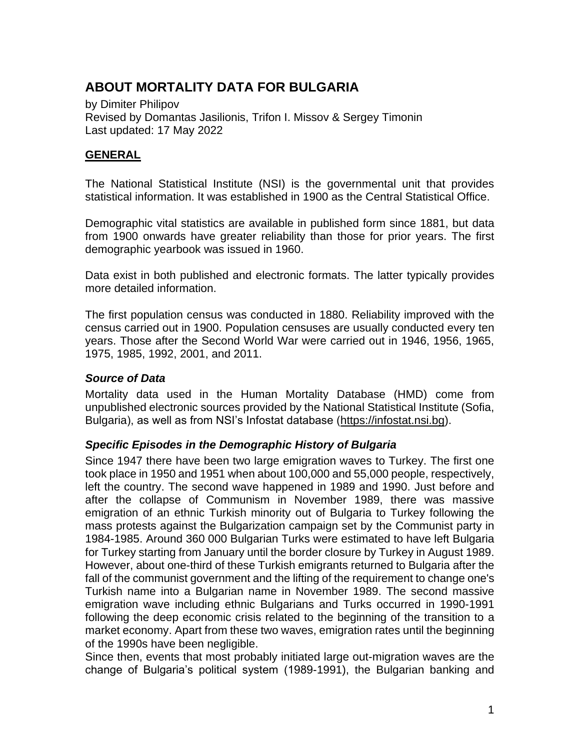# ABOUT MORTALITY DATA FOR BULGARIA

by Dimiter Philipov
Revised by Domantas Jasilionis, Trifon I. Missov & Sergey Timonin
Last updated: 17 May 2022

## GENERAL

The National Statistical Institute (NSI) is the governmental unit that provides statistical information. It was established in 1900 as the Central Statistical Office.

Demographic vital statistics are available in published form since 1881, but data from 1900 onwards have greater reliability than those for prior years. The first demographic yearbook was issued in 1960.

Data exist in both published and electronic formats. The latter typically provides more detailed information.

The first population census was conducted in 1880. Reliability improved with the census carried out in 1900. Population censuses are usually conducted every ten years. Those after the Second World War were carried out in 1946, 1956, 1965, 1975, 1985, 1992, 2001, and 2011.

### *Source of Data*

Mortality data used in the Human Mortality Database (HMD) come from unpublished electronic sources provided by the National Statistical Institute (Sofia, Bulgaria), as well as from NSI's Infostat database (https://infostat.nsi.bg).

### *Specific Episodes in the Demographic History of Bulgaria*

Since 1947 there have been two large emigration waves to Turkey. The first one took place in 1950 and 1951 when about 100,000 and 55,000 people, respectively, left the country. The second wave happened in 1989 and 1990. Just before and after the collapse of Communism in November 1989, there was massive emigration of an ethnic Turkish minority out of Bulgaria to Turkey following the mass protests against the Bulgarization campaign set by the Communist party in 1984-1985. Around 360 000 Bulgarian Turks were estimated to have left Bulgaria for Turkey starting from January until the border closure by Turkey in August 1989. However, about one-third of these Turkish emigrants returned to Bulgaria after the fall of the communist government and the lifting of the requirement to change one's Turkish name into a Bulgarian name in November 1989. The second massive emigration wave including ethnic Bulgarians and Turks occurred in 1990-1991 following the deep economic crisis related to the beginning of the transition to a market economy. Apart from these two waves, emigration rates until the beginning of the 1990s have been negligible.

Since then, events that most probably initiated large out-migration waves are the change of Bulgaria's political system (1989-1991), the Bulgarian banking and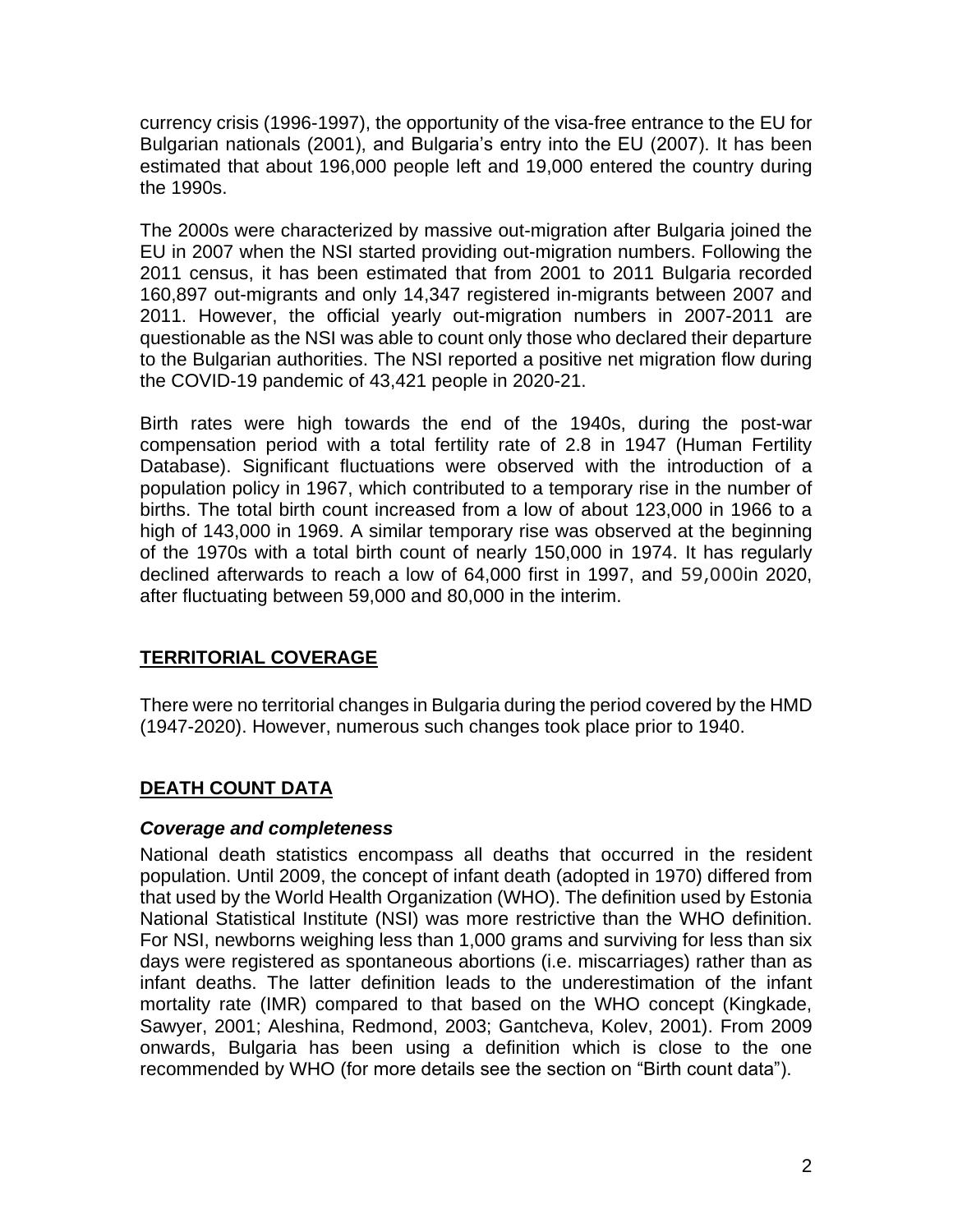currency crisis (1996-1997), the opportunity of the visa-free entrance to the EU for Bulgarian nationals (2001), and Bulgaria's entry into the EU (2007). It has been estimated that about 196,000 people left and 19,000 entered the country during the 1990s.

The 2000s were characterized by massive out-migration after Bulgaria joined the EU in 2007 when the NSI started providing out-migration numbers. Following the 2011 census, it has been estimated that from 2001 to 2011 Bulgaria recorded 160,897 out-migrants and only 14,347 registered in-migrants between 2007 and 2011. However, the official yearly out-migration numbers in 2007-2011 are questionable as the NSI was able to count only those who declared their departure to the Bulgarian authorities. The NSI reported a positive net migration flow during the COVID-19 pandemic of 43,421 people in 2020-21.

Birth rates were high towards the end of the 1940s, during the post-war compensation period with a total fertility rate of 2.8 in 1947 (Human Fertility Database). Significant fluctuations were observed with the introduction of a population policy in 1967, which contributed to a temporary rise in the number of births. The total birth count increased from a low of about 123,000 in 1966 to a high of 143,000 in 1969. A similar temporary rise was observed at the beginning of the 1970s with a total birth count of nearly 150,000 in 1974. It has regularly declined afterwards to reach a low of 64,000 first in 1997, and 59,000in 2020, after fluctuating between 59,000 and 80,000 in the interim.

## TERRITORIAL COVERAGE

There were no territorial changes in Bulgaria during the period covered by the HMD (1947-2020). However, numerous such changes took place prior to 1940.

## DEATH COUNT DATA

### *Coverage and completeness*

National death statistics encompass all deaths that occurred in the resident population. Until 2009, the concept of infant death (adopted in 1970) differed from that used by the World Health Organization (WHO). The definition used by Estonia National Statistical Institute (NSI) was more restrictive than the WHO definition. For NSI, newborns weighing less than 1,000 grams and surviving for less than six days were registered as spontaneous abortions (i.e. miscarriages) rather than as infant deaths. The latter definition leads to the underestimation of the infant mortality rate (IMR) compared to that based on the WHO concept (Kingkade, Sawyer, 2001; Aleshina, Redmond, 2003; Gantcheva, Kolev, 2001). From 2009 onwards, Bulgaria has been using a definition which is close to the one recommended by WHO (for more details see the section on "Birth count data").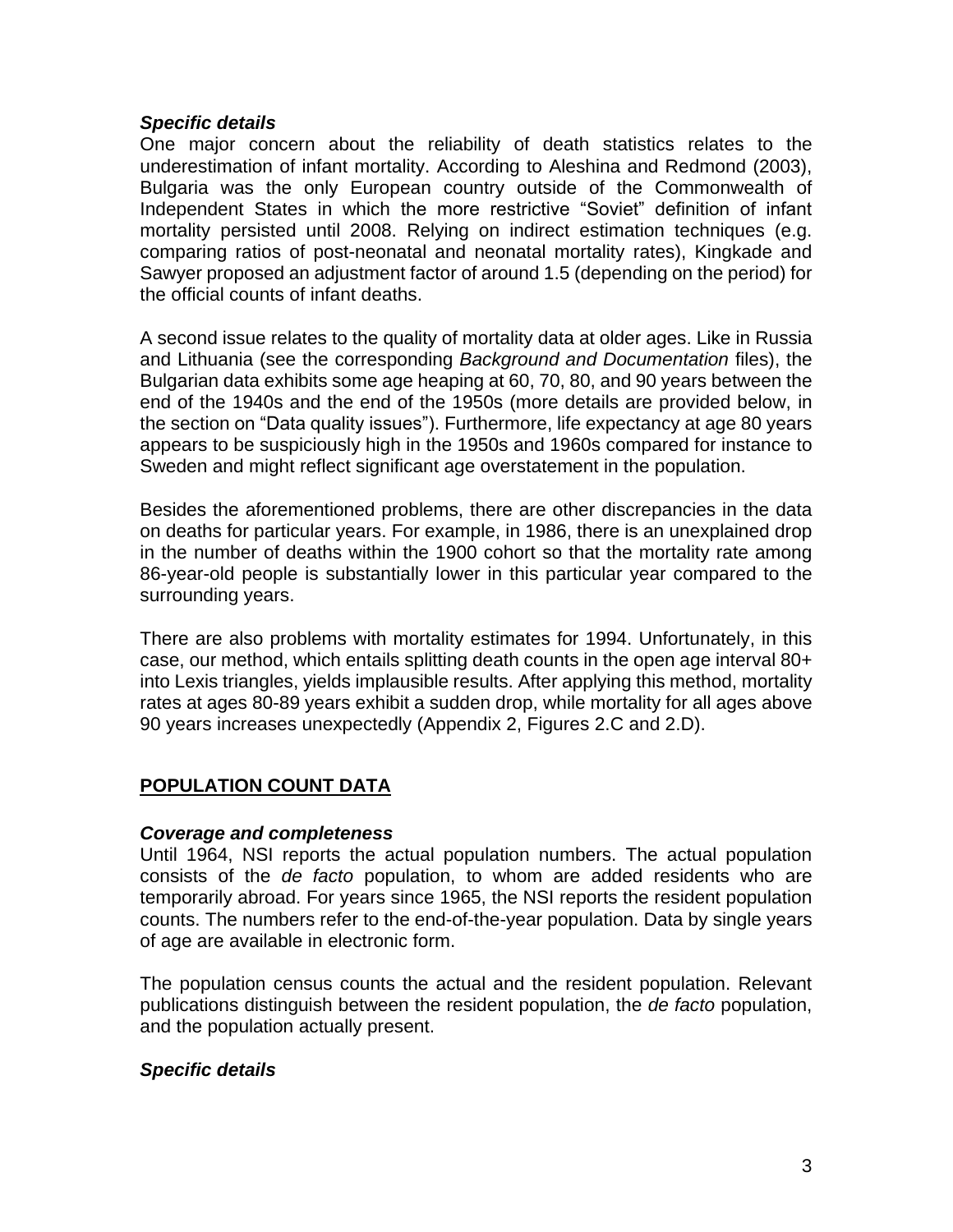### *Specific details*

One major concern about the reliability of death statistics relates to the underestimation of infant mortality. According to Aleshina and Redmond (2003), Bulgaria was the only European country outside of the Commonwealth of Independent States in which the more restrictive "Soviet" definition of infant mortality persisted until 2008. Relying on indirect estimation techniques (e.g. comparing ratios of post-neonatal and neonatal mortality rates), Kingkade and Sawyer proposed an adjustment factor of around 1.5 (depending on the period) for the official counts of infant deaths.

A second issue relates to the quality of mortality data at older ages. Like in Russia and Lithuania (see the corresponding *Background and Documentation* files), the Bulgarian data exhibits some age heaping at 60, 70, 80, and 90 years between the end of the 1940s and the end of the 1950s (more details are provided below, in the section on "Data quality issues"). Furthermore, life expectancy at age 80 years appears to be suspiciously high in the 1950s and 1960s compared for instance to Sweden and might reflect significant age overstatement in the population.

Besides the aforementioned problems, there are other discrepancies in the data on deaths for particular years. For example, in 1986, there is an unexplained drop in the number of deaths within the 1900 cohort so that the mortality rate among 86-year-old people is substantially lower in this particular year compared to the surrounding years.

There are also problems with mortality estimates for 1994. Unfortunately, in this case, our method, which entails splitting death counts in the open age interval 80+ into Lexis triangles, yields implausible results. After applying this method, mortality rates at ages 80-89 years exhibit a sudden drop, while mortality for all ages above 90 years increases unexpectedly (Appendix 2, Figures 2.C and 2.D).

## POPULATION COUNT DATA

### *Coverage and completeness*

Until 1964, NSI reports the actual population numbers. The actual population consists of the *de facto* population, to whom are added residents who are temporarily abroad. For years since 1965, the NSI reports the resident population counts. The numbers refer to the end-of-the-year population. Data by single years of age are available in electronic form.

The population census counts the actual and the resident population. Relevant publications distinguish between the resident population, the *de facto* population, and the population actually present.

### *Specific details*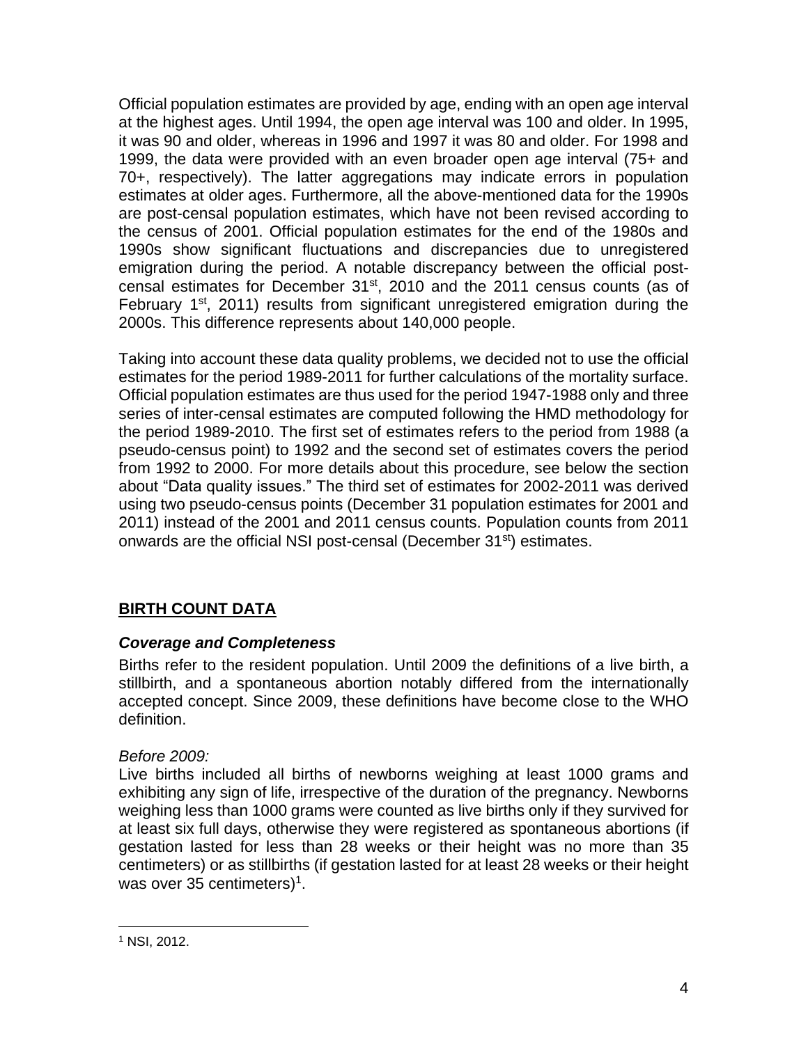Official population estimates are provided by age, ending with an open age interval at the highest ages. Until 1994, the open age interval was 100 and older. In 1995, it was 90 and older, whereas in 1996 and 1997 it was 80 and older. For 1998 and 1999, the data were provided with an even broader open age interval (75+ and 70+, respectively). The latter aggregations may indicate errors in population estimates at older ages. Furthermore, all the above-mentioned data for the 1990s are post-censal population estimates, which have not been revised according to the census of 2001. Official population estimates for the end of the 1980s and 1990s show significant fluctuations and discrepancies due to unregistered emigration during the period. A notable discrepancy between the official post-censal estimates for December 31st, 2010 and the 2011 census counts (as of February 1st, 2011) results from significant unregistered emigration during the 2000s. This difference represents about 140,000 people.

Taking into account these data quality problems, we decided not to use the official estimates for the period 1989-2011 for further calculations of the mortality surface. Official population estimates are thus used for the period 1947-1988 only and three series of inter-censal estimates are computed following the HMD methodology for the period 1989-2010. The first set of estimates refers to the period from 1988 (a pseudo-census point) to 1992 and the second set of estimates covers the period from 1992 to 2000. For more details about this procedure, see below the section about "Data quality issues." The third set of estimates for 2002-2011 was derived using two pseudo-census points (December 31 population estimates for 2001 and 2011) instead of the 2001 and 2011 census counts. Population counts from 2011 onwards are the official NSI post-censal (December 31st) estimates.

## BIRTH COUNT DATA

### *Coverage and Completeness*

Births refer to the resident population. Until 2009 the definitions of a live birth, a stillbirth, and a spontaneous abortion notably differed from the internationally accepted concept. Since 2009, these definitions have become close to the WHO definition.

*Before 2009:*

Live births included all births of newborns weighing at least 1000 grams and exhibiting any sign of life, irrespective of the duration of the pregnancy. Newborns weighing less than 1000 grams were counted as live births only if they survived for at least six full days, otherwise they were registered as spontaneous abortions (if gestation lasted for less than 28 weeks or their height was no more than 35 centimeters) or as stillbirths (if gestation lasted for at least 28 weeks or their height was over 35 centimeters)[1].

---

[1] NSI, 2012.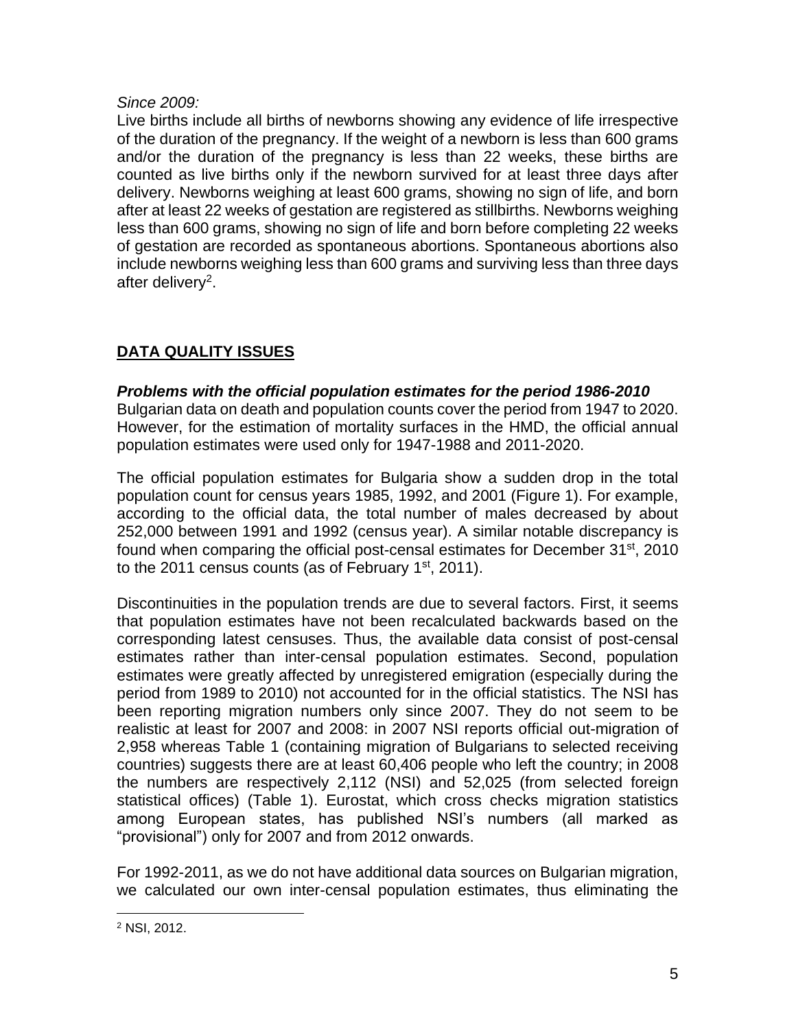*Since 2009:*

Live births include all births of newborns showing any evidence of life irrespective of the duration of the pregnancy. If the weight of a newborn is less than 600 grams and/or the duration of the pregnancy is less than 22 weeks, these births are counted as live births only if the newborn survived for at least three days after delivery. Newborns weighing at least 600 grams, showing no sign of life, and born after at least 22 weeks of gestation are registered as stillbirths. Newborns weighing less than 600 grams, showing no sign of life and born before completing 22 weeks of gestation are recorded as spontaneous abortions. Spontaneous abortions also include newborns weighing less than 600 grams and surviving less than three days after delivery[2].

## DATA QUALITY ISSUES

***Problems with the official population estimates for the period 1986-2010***

Bulgarian data on death and population counts cover the period from 1947 to 2020. However, for the estimation of mortality surfaces in the HMD, the official annual population estimates were used only for 1947-1988 and 2011-2020.

The official population estimates for Bulgaria show a sudden drop in the total population count for census years 1985, 1992, and 2001 (Figure 1). For example, according to the official data, the total number of males decreased by about 252,000 between 1991 and 1992 (census year). A similar notable discrepancy is found when comparing the official post-censal estimates for December 31st, 2010 to the 2011 census counts (as of February 1st, 2011).

Discontinuities in the population trends are due to several factors. First, it seems that population estimates have not been recalculated backwards based on the corresponding latest censuses. Thus, the available data consist of post-censal estimates rather than inter-censal population estimates. Second, population estimates were greatly affected by unregistered emigration (especially during the period from 1989 to 2010) not accounted for in the official statistics. The NSI has been reporting migration numbers only since 2007. They do not seem to be realistic at least for 2007 and 2008: in 2007 NSI reports official out-migration of 2,958 whereas Table 1 (containing migration of Bulgarians to selected receiving countries) suggests there are at least 60,406 people who left the country; in 2008 the numbers are respectively 2,112 (NSI) and 52,025 (from selected foreign statistical offices) (Table 1). Eurostat, which cross checks migration statistics among European states, has published NSI's numbers (all marked as "provisional") only for 2007 and from 2012 onwards.

For 1992-2011, as we do not have additional data sources on Bulgarian migration, we calculated our own inter-censal population estimates, thus eliminating the

[2] NSI, 2012.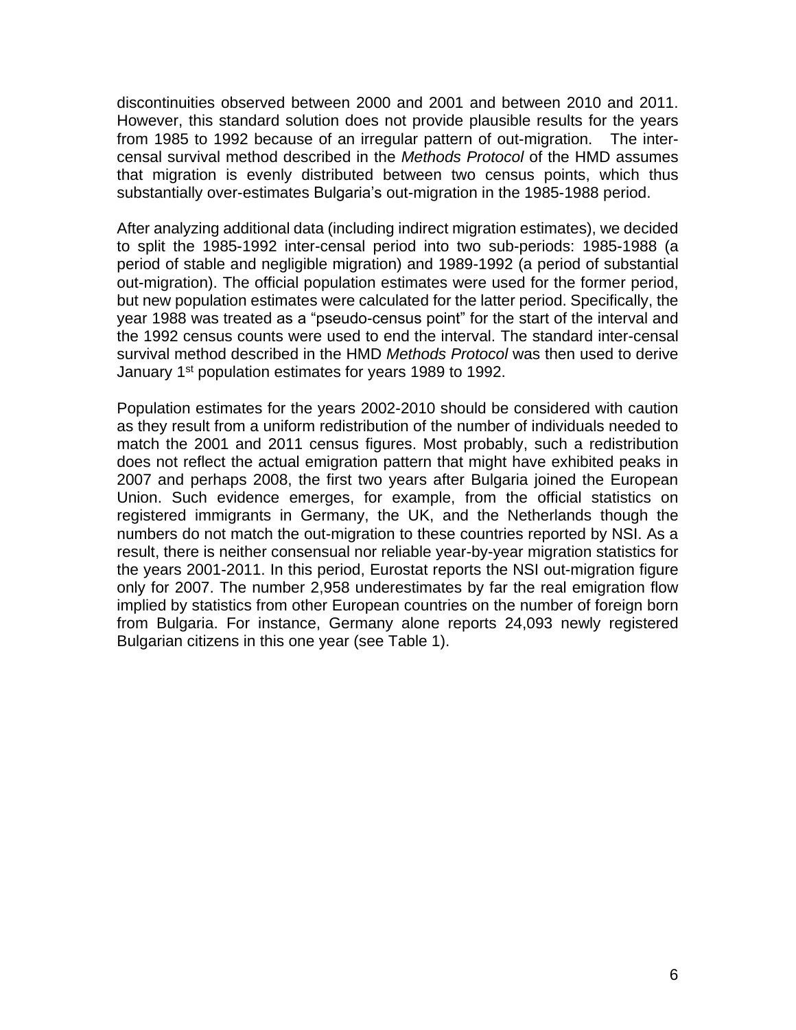discontinuities observed between 2000 and 2001 and between 2010 and 2011. However, this standard solution does not provide plausible results for the years from 1985 to 1992 because of an irregular pattern of out-migration. The inter-censal survival method described in the *Methods Protocol* of the HMD assumes that migration is evenly distributed between two census points, which thus substantially over-estimates Bulgaria's out-migration in the 1985-1988 period.

After analyzing additional data (including indirect migration estimates), we decided to split the 1985-1992 inter-censal period into two sub-periods: 1985-1988 (a period of stable and negligible migration) and 1989-1992 (a period of substantial out-migration). The official population estimates were used for the former period, but new population estimates were calculated for the latter period. Specifically, the year 1988 was treated as a "pseudo-census point" for the start of the interval and the 1992 census counts were used to end the interval. The standard inter-censal survival method described in the HMD *Methods Protocol* was then used to derive January 1st population estimates for years 1989 to 1992.

Population estimates for the years 2002-2010 should be considered with caution as they result from a uniform redistribution of the number of individuals needed to match the 2001 and 2011 census figures. Most probably, such a redistribution does not reflect the actual emigration pattern that might have exhibited peaks in 2007 and perhaps 2008, the first two years after Bulgaria joined the European Union. Such evidence emerges, for example, from the official statistics on registered immigrants in Germany, the UK, and the Netherlands though the numbers do not match the out-migration to these countries reported by NSI. As a result, there is neither consensual nor reliable year-by-year migration statistics for the years 2001-2011. In this period, Eurostat reports the NSI out-migration figure only for 2007. The number 2,958 underestimates by far the real emigration flow implied by statistics from other European countries on the number of foreign born from Bulgaria. For instance, Germany alone reports 24,093 newly registered Bulgarian citizens in this one year (see Table 1).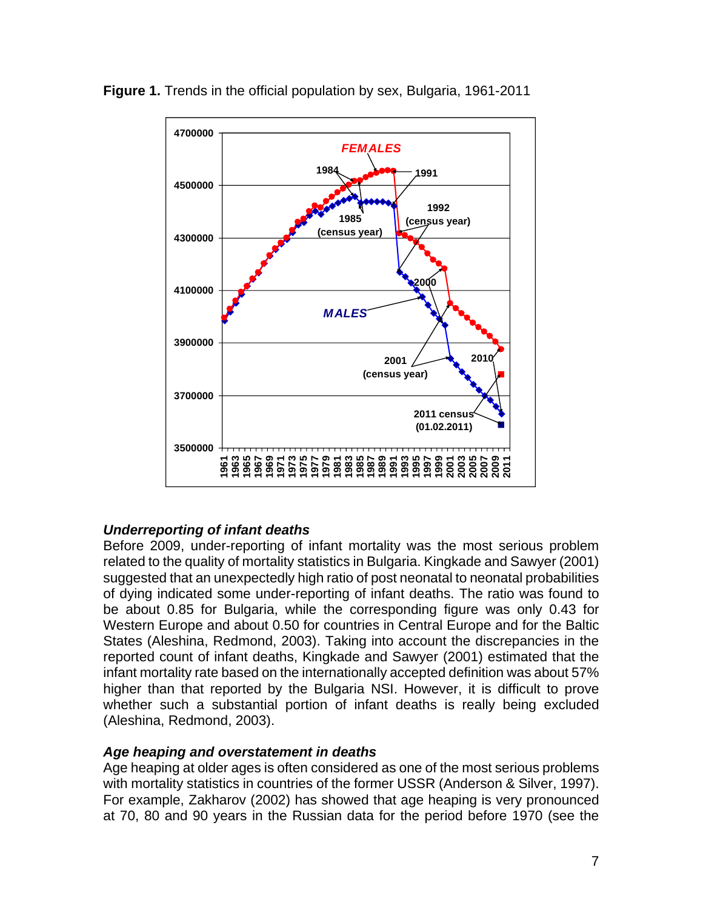**Figure 1.** Trends in the official population by sex, Bulgaria, 1961-2011

### *Underreporting of infant deaths*

Before 2009, under-reporting of infant mortality was the most serious problem related to the quality of mortality statistics in Bulgaria. Kingkade and Sawyer (2001) suggested that an unexpectedly high ratio of post neonatal to neonatal probabilities of dying indicated some under-reporting of infant deaths. The ratio was found to be about 0.85 for Bulgaria, while the corresponding figure was only 0.43 for Western Europe and about 0.50 for countries in Central Europe and for the Baltic States (Aleshina, Redmond, 2003). Taking into account the discrepancies in the reported count of infant deaths, Kingkade and Sawyer (2001) estimated that the infant mortality rate based on the internationally accepted definition was about 57% higher than that reported by the Bulgaria NSI. However, it is difficult to prove whether such a substantial portion of infant deaths is really being excluded (Aleshina, Redmond, 2003).

### *Age heaping and overstatement in deaths*

Age heaping at older ages is often considered as one of the most serious problems with mortality statistics in countries of the former USSR (Anderson & Silver, 1997). For example, Zakharov (2002) has showed that age heaping is very pronounced at 70, 80 and 90 years in the Russian data for the period before 1970 (see the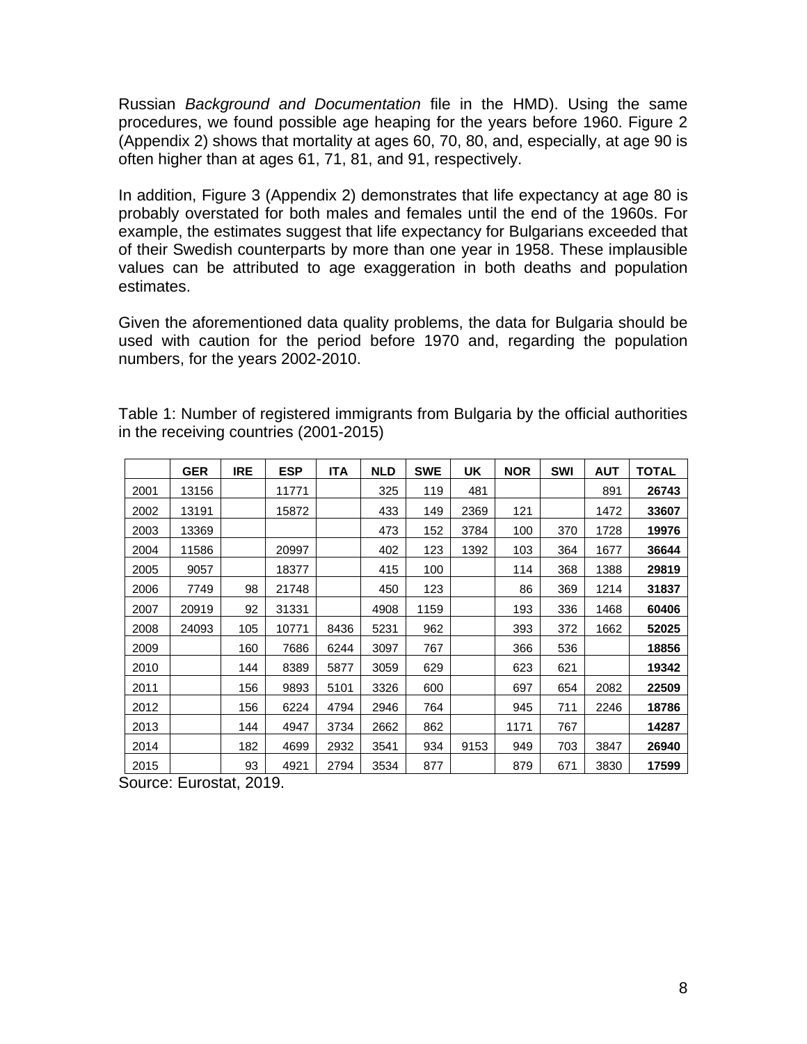Russian *Background and Documentation* file in the HMD). Using the same procedures, we found possible age heaping for the years before 1960. Figure 2 (Appendix 2) shows that mortality at ages 60, 70, 80, and, especially, at age 90 is often higher than at ages 61, 71, 81, and 91, respectively.

In addition, Figure 3 (Appendix 2) demonstrates that life expectancy at age 80 is probably overstated for both males and females until the end of the 1960s. For example, the estimates suggest that life expectancy for Bulgarians exceeded that of their Swedish counterparts by more than one year in 1958. These implausible values can be attributed to age exaggeration in both deaths and population estimates.

Given the aforementioned data quality problems, the data for Bulgaria should be used with caution for the period before 1970 and, regarding the population numbers, for the years 2002-2010.

Table 1: Number of registered immigrants from Bulgaria by the official authorities in the receiving countries (2001-2015)

| | GER | IRE | ESP | ITA | NLD | SWE | UK | NOR | SWI | AUT | TOTAL |
|---|---|---|---|---|---|---|---|---|---|---|---|
| 2001 | 13156 | | 11771 | | 325 | 119 | 481 | | | 891 | **26743** |
| 2002 | 13191 | | 15872 | | 433 | 149 | 2369 | 121 | | 1472 | **33607** |
| 2003 | 13369 | | | | 473 | 152 | 3784 | 100 | 370 | 1728 | **19976** |
| 2004 | 11586 | | 20997 | | 402 | 123 | 1392 | 103 | 364 | 1677 | **36644** |
| 2005 | 9057 | | 18377 | | 415 | 100 | | 114 | 368 | 1388 | **29819** |
| 2006 | 7749 | 98 | 21748 | | 450 | 123 | | 86 | 369 | 1214 | **31837** |
| 2007 | 20919 | 92 | 31331 | | 4908 | 1159 | | 193 | 336 | 1468 | **60406** |
| 2008 | 24093 | 105 | 10771 | 8436 | 5231 | 962 | | 393 | 372 | 1662 | **52025** |
| 2009 | | 160 | 7686 | 6244 | 3097 | 767 | | 366 | 536 | | **18856** |
| 2010 | | 144 | 8389 | 5877 | 3059 | 629 | | 623 | 621 | | **19342** |
| 2011 | | 156 | 9893 | 5101 | 3326 | 600 | | 697 | 654 | 2082 | **22509** |
| 2012 | | 156 | 6224 | 4794 | 2946 | 764 | | 945 | 711 | 2246 | **18786** |
| 2013 | | 144 | 4947 | 3734 | 2662 | 862 | | 1171 | 767 | | **14287** |
| 2014 | | 182 | 4699 | 2932 | 3541 | 934 | 9153 | 949 | 703 | 3847 | **26940** |
| 2015 | | 93 | 4921 | 2794 | 3534 | 877 | | 879 | 671 | 3830 | **17599** |

Source: Eurostat, 2019.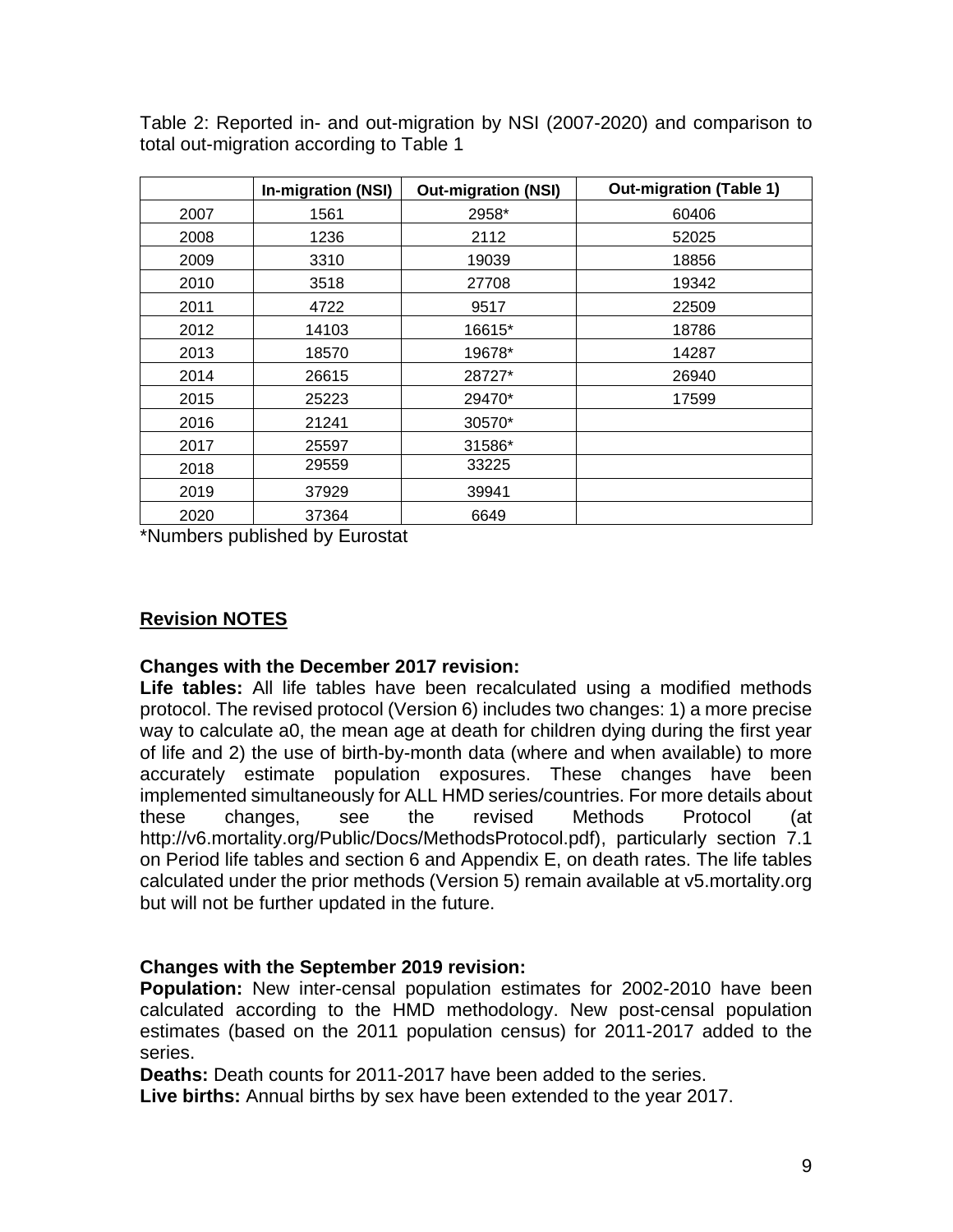Table 2: Reported in- and out-migration by NSI (2007-2020) and comparison to total out-migration according to Table 1

| | In-migration (NSI) | Out-migration (NSI) | Out-migration (Table 1) |
|---|---|---|---|
| 2007 | 1561 | 2958* | 60406 |
| 2008 | 1236 | 2112 | 52025 |
| 2009 | 3310 | 19039 | 18856 |
| 2010 | 3518 | 27708 | 19342 |
| 2011 | 4722 | 9517 | 22509 |
| 2012 | 14103 | 16615* | 18786 |
| 2013 | 18570 | 19678* | 14287 |
| 2014 | 26615 | 28727* | 26940 |
| 2015 | 25223 | 29470* | 17599 |
| 2016 | 21241 | 30570* | |
| 2017 | 25597 | 31586* | |
| 2018 | 29559 | 33225 | |
| 2019 | 37929 | 39941 | |
| 2020 | 37364 | 6649 | |

*Numbers published by Eurostat

## Revision NOTES

**Changes with the December 2017 revision:**

**Life tables:** All life tables have been recalculated using a modified methods protocol. The revised protocol (Version 6) includes two changes: 1) a more precise way to calculate a0, the mean age at death for children dying during the first year of life and 2) the use of birth-by-month data (where and when available) to more accurately estimate population exposures. These changes have been implemented simultaneously for ALL HMD series/countries. For more details about these changes, see the revised Methods Protocol (at http://v6.mortality.org/Public/Docs/MethodsProtocol.pdf), particularly section 7.1 on Period life tables and section 6 and Appendix E, on death rates. The life tables calculated under the prior methods (Version 5) remain available at v5.mortality.org but will not be further updated in the future.

**Changes with the September 2019 revision:**

**Population:** New inter-censal population estimates for 2002-2010 have been calculated according to the HMD methodology. New post-censal population estimates (based on the 2011 population census) for 2011-2017 added to the series.

**Deaths:** Death counts for 2011-2017 have been added to the series.

**Live births:** Annual births by sex have been extended to the year 2017.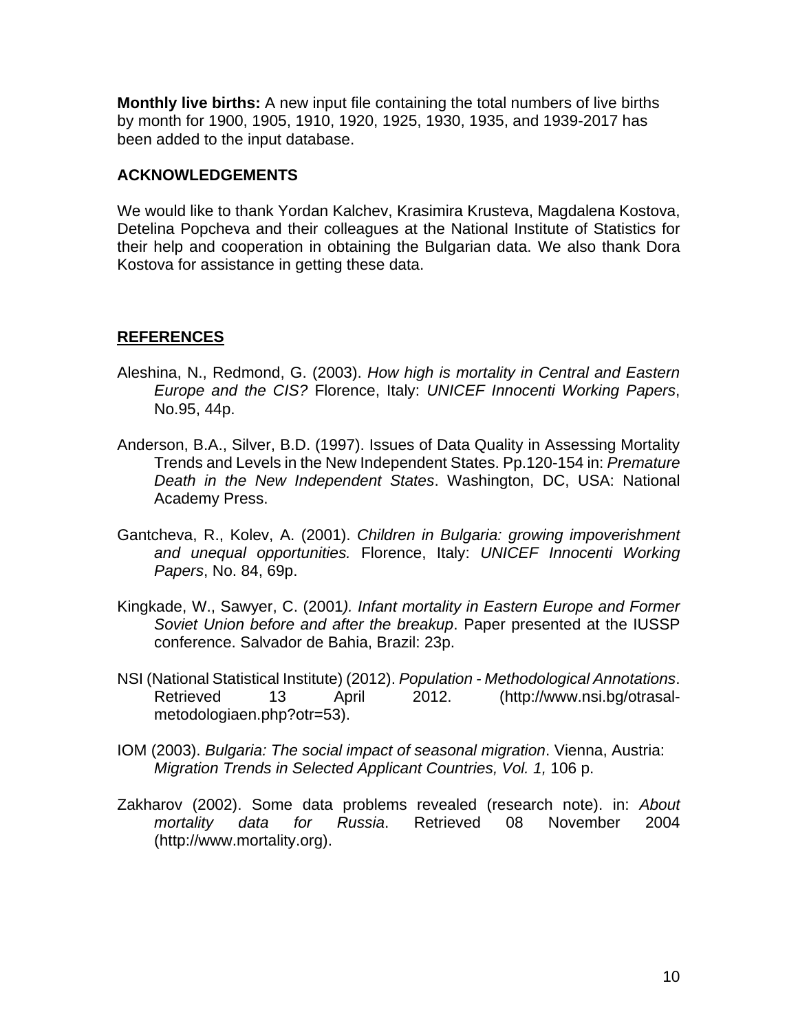**Monthly live births:** A new input file containing the total numbers of live births by month for 1900, 1905, 1910, 1920, 1925, 1930, 1935, and 1939-2017 has been added to the input database.

## ACKNOWLEDGEMENTS

We would like to thank Yordan Kalchev, Krasimira Krusteva, Magdalena Kostova, Detelina Popcheva and their colleagues at the National Institute of Statistics for their help and cooperation in obtaining the Bulgarian data. We also thank Dora Kostova for assistance in getting these data.

## REFERENCES

Aleshina, N., Redmond, G. (2003). *How high is mortality in Central and Eastern Europe and the CIS?* Florence, Italy: *UNICEF Innocenti Working Papers*, No.95, 44p.

Anderson, B.A., Silver, B.D. (1997). Issues of Data Quality in Assessing Mortality Trends and Levels in the New Independent States. Pp.120-154 in: *Premature Death in the New Independent States*. Washington, DC, USA: National Academy Press.

Gantcheva, R., Kolev, A. (2001). *Children in Bulgaria: growing impoverishment and unequal opportunities.* Florence, Italy: *UNICEF Innocenti Working Papers*, No. 84, 69p.

Kingkade, W., Sawyer, C. (2001*). Infant mortality in Eastern Europe and Former Soviet Union before and after the breakup*. Paper presented at the IUSSP conference. Salvador de Bahia, Brazil: 23p.

NSI (National Statistical Institute) (2012). *Population - Methodological Annotations*. Retrieved 13 April 2012. (http://www.nsi.bg/otrasal-metodologiaen.php?otr=53).

IOM (2003). *Bulgaria: The social impact of seasonal migration*. Vienna, Austria: *Migration Trends in Selected Applicant Countries, Vol. 1,* 106 p.

Zakharov (2002). Some data problems revealed (research note). in: *About mortality data for Russia*. Retrieved 08 November 2004 (http://www.mortality.org).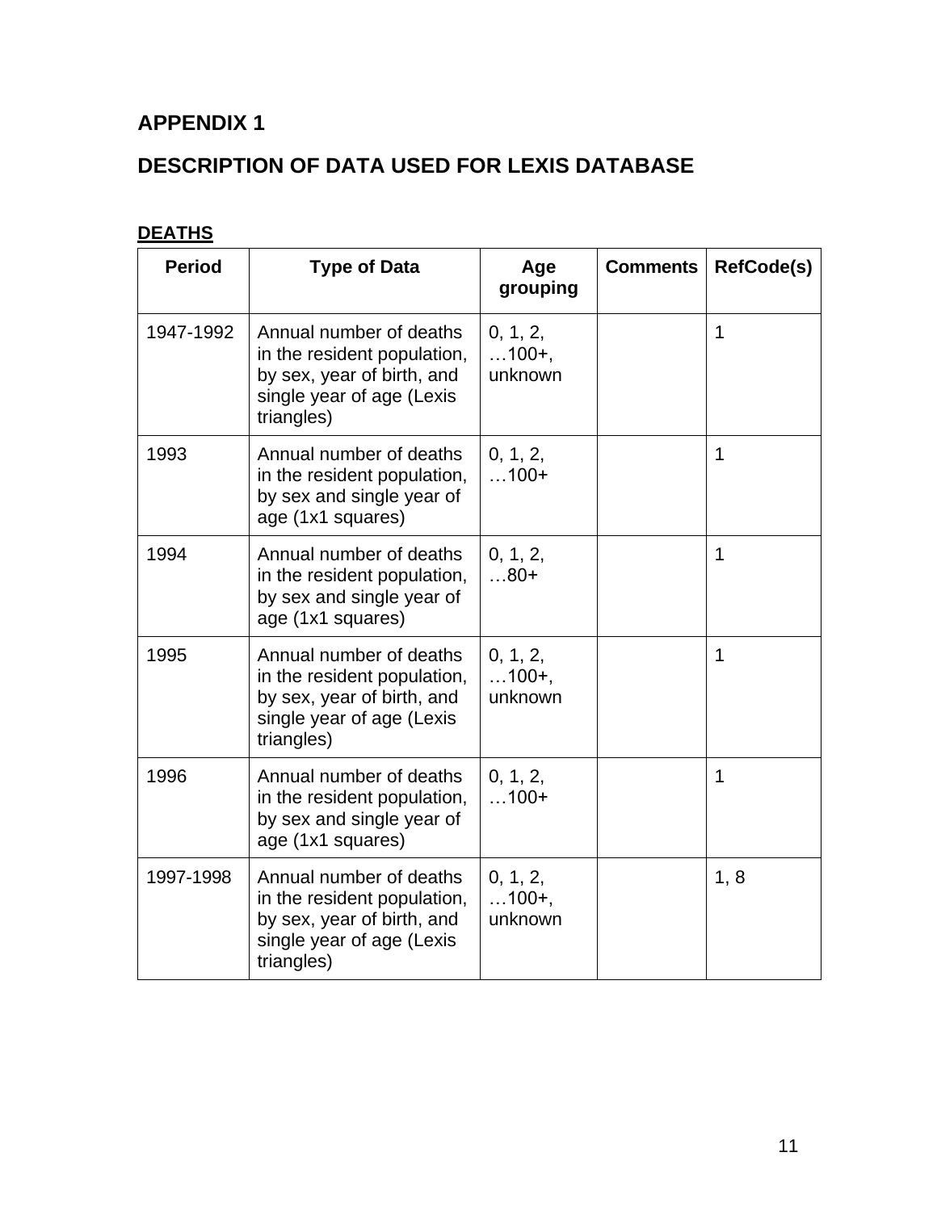## APPENDIX 1

## DESCRIPTION OF DATA USED FOR LEXIS DATABASE

**DEATHS**

| Period | Type of Data | Age grouping | Comments | RefCode(s) |
|---|---|---|---|---|
| 1947-1992 | Annual number of deaths in the resident population, by sex, year of birth, and single year of age (Lexis triangles) | 0, 1, 2, …100+, unknown | | 1 |
| 1993 | Annual number of deaths in the resident population, by sex and single year of age (1x1 squares) | 0, 1, 2, …100+ | | 1 |
| 1994 | Annual number of deaths in the resident population, by sex and single year of age (1x1 squares) | 0, 1, 2, …80+ | | 1 |
| 1995 | Annual number of deaths in the resident population, by sex, year of birth, and single year of age (Lexis triangles) | 0, 1, 2, …100+, unknown | | 1 |
| 1996 | Annual number of deaths in the resident population, by sex and single year of age (1x1 squares) | 0, 1, 2, …100+ | | 1 |
| 1997-1998 | Annual number of deaths in the resident population, by sex, year of birth, and single year of age (Lexis triangles) | 0, 1, 2, …100+, unknown | | 1, 8 |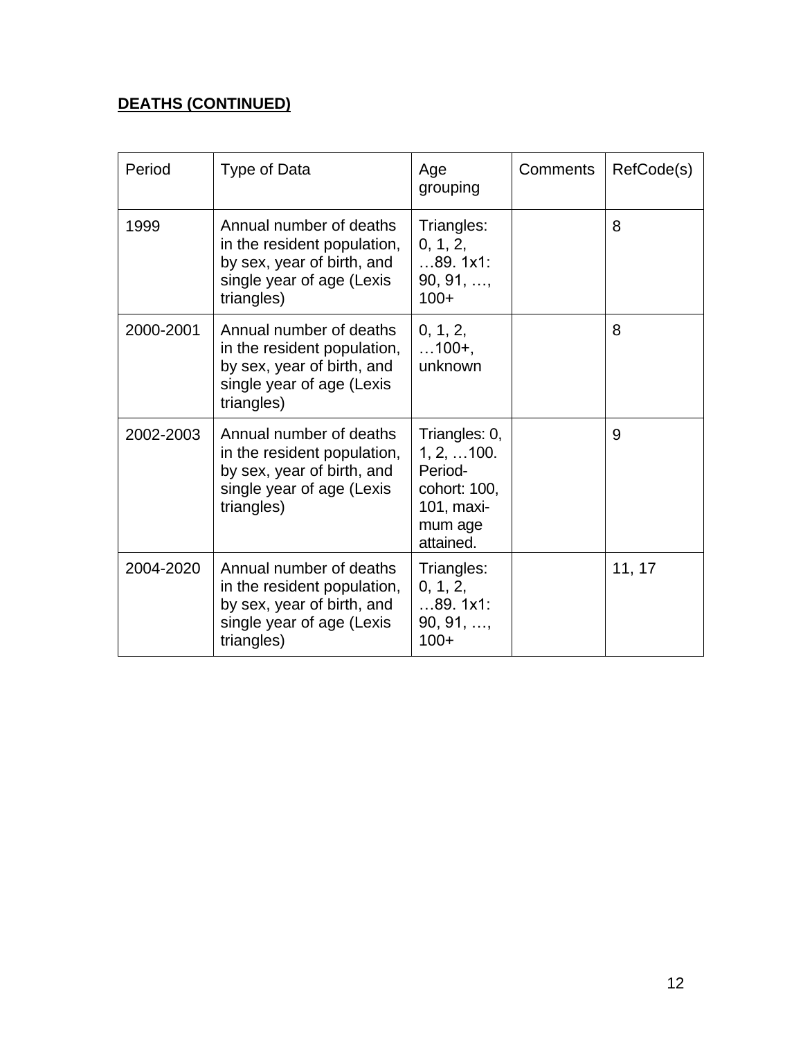**DEATHS (CONTINUED)**

| Period | Type of Data | Age grouping | Comments | RefCode(s) |
|---|---|---|---|---|
| 1999 | Annual number of deaths in the resident population, by sex, year of birth, and single year of age (Lexis triangles) | Triangles: 0, 1, 2, …89. 1x1: 90, 91, …, 100+ | | 8 |
| 2000-2001 | Annual number of deaths in the resident population, by sex, year of birth, and single year of age (Lexis triangles) | 0, 1, 2, …100+, unknown | | 8 |
| 2002-2003 | Annual number of deaths in the resident population, by sex, year of birth, and single year of age (Lexis triangles) | Triangles: 0, 1, 2, …100. Period-cohort: 100, 101, maxi-mum age attained. | | 9 |
| 2004-2020 | Annual number of deaths in the resident population, by sex, year of birth, and single year of age (Lexis triangles) | Triangles: 0, 1, 2, …89. 1x1: 90, 91, …, 100+ | | 11, 17 |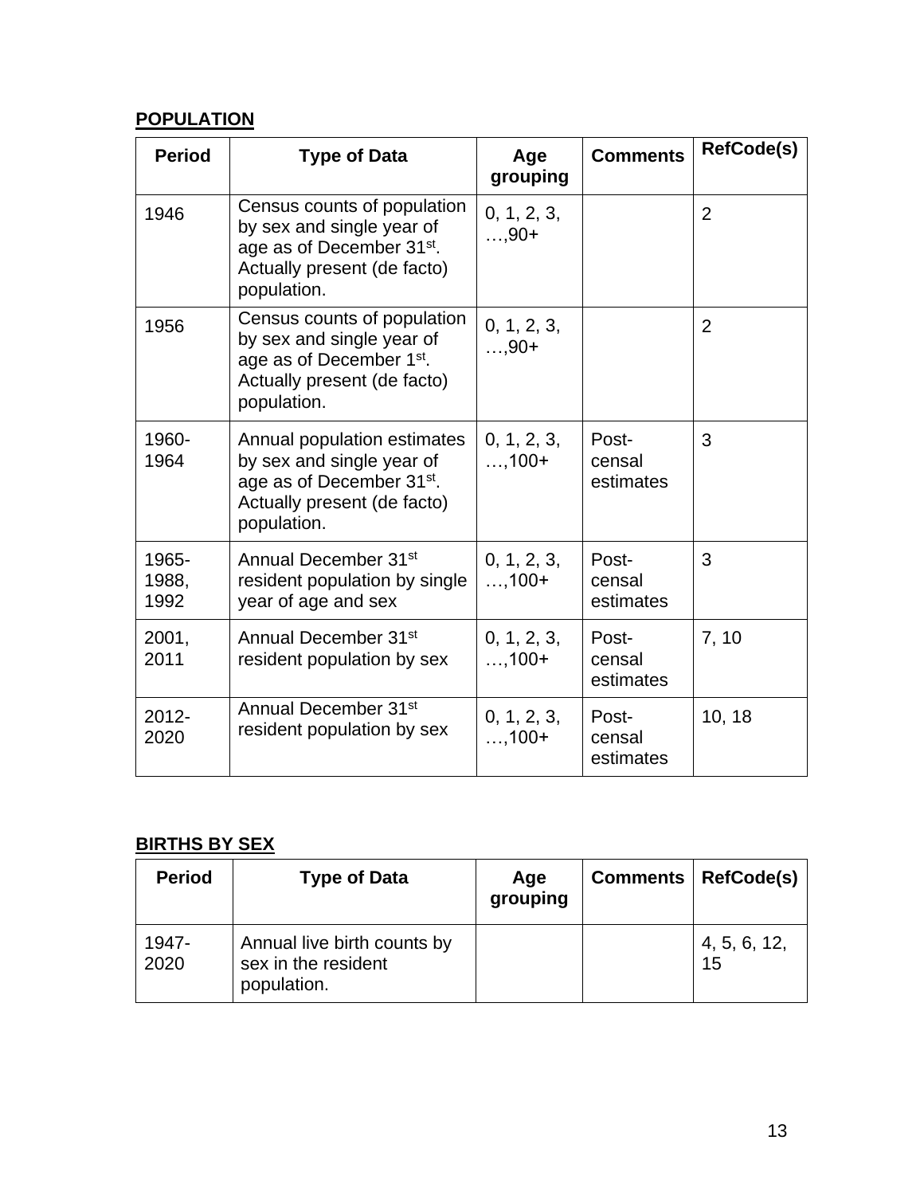**POPULATION**

| Period | Type of Data | Age grouping | Comments | RefCode(s) |
|---|---|---|---|---|
| 1946 | Census counts of population by sex and single year of age as of December 31st. Actually present (de facto) population. | 0, 1, 2, 3, …,90+ | | 2 |
| 1956 | Census counts of population by sex and single year of age as of December 1st. Actually present (de facto) population. | 0, 1, 2, 3, …,90+ | | 2 |
| 1960-1964 | Annual population estimates by sex and single year of age as of December 31st. Actually present (de facto) population. | 0, 1, 2, 3, …,100+ | Post-censal estimates | 3 |
| 1965-1988, 1992 | Annual December 31st resident population by single year of age and sex | 0, 1, 2, 3, …,100+ | Post-censal estimates | 3 |
| 2001, 2011 | Annual December 31st resident population by sex | 0, 1, 2, 3, …,100+ | Post-censal estimates | 7, 10 |
| 2012-2020 | Annual December 31st resident population by sex | 0, 1, 2, 3, …,100+ | Post-censal estimates | 10, 18 |

**BIRTHS BY SEX**

| Period | Type of Data | Age grouping | Comments | RefCode(s) |
|---|---|---|---|---|
| 1947-2020 | Annual live birth counts by sex in the resident population. | | | 4, 5, 6, 12, 15 |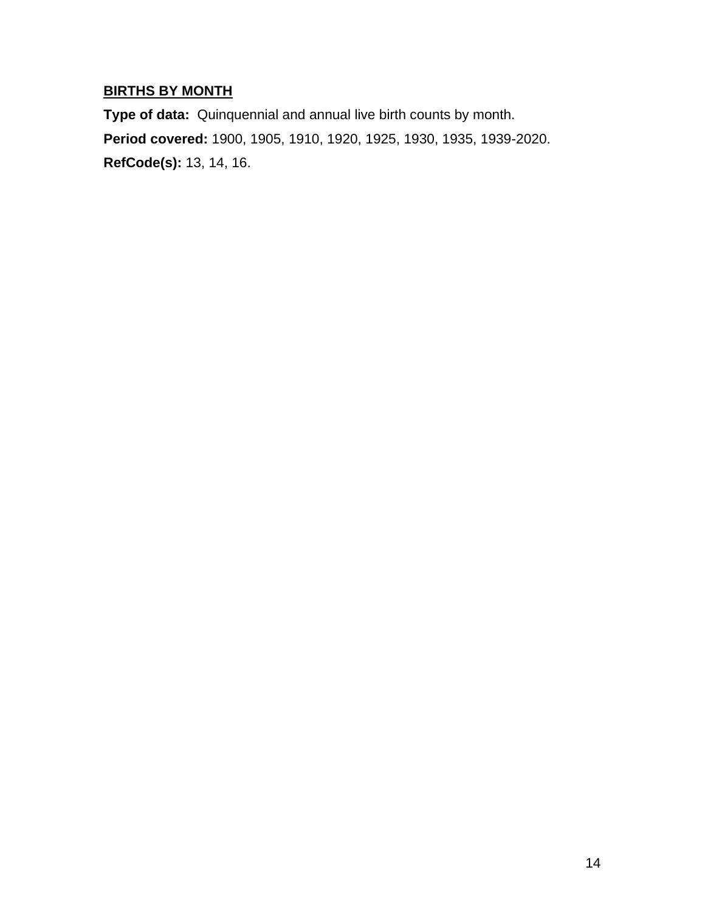**BIRTHS BY MONTH**

**Type of data:** Quinquennial and annual live birth counts by month.

**Period covered:** 1900, 1905, 1910, 1920, 1925, 1930, 1935, 1939-2020.

**RefCode(s):** 13, 14, 16.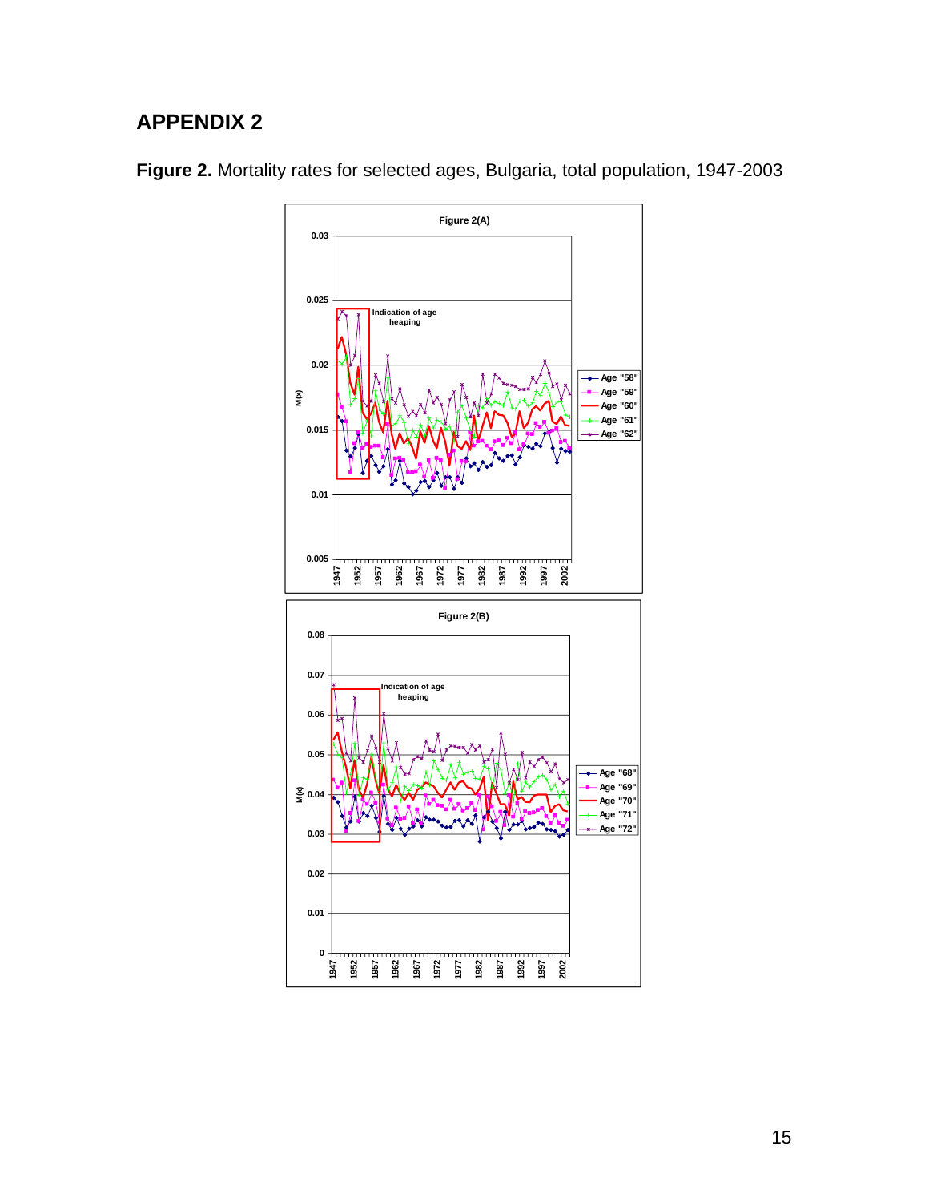## APPENDIX 2

**Figure 2.** Mortality rates for selected ages, Bulgaria, total population, 1947-2003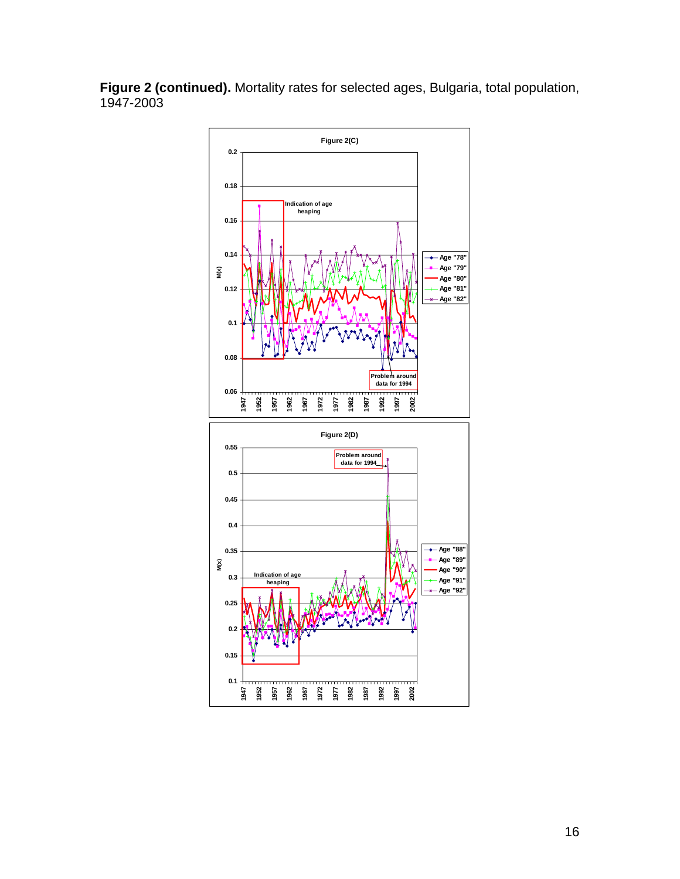**Figure 2 (continued).** Mortality rates for selected ages, Bulgaria, total population, 1947-2003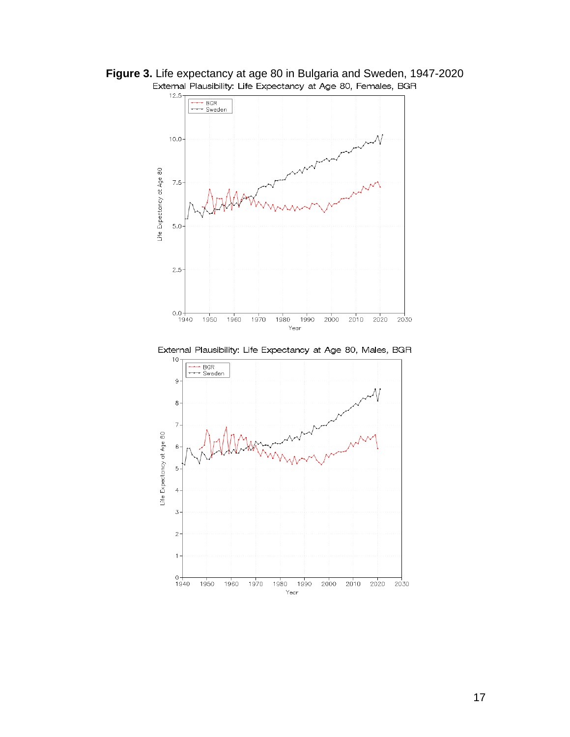**Figure 3.** Life expectancy at age 80 in Bulgaria and Sweden, 1947-2020

External Plausibility: Life Expectancy at Age 80, Females, BGR

BGR
Sweden

Life Expectancy at Age 80

12.5
10.0
7.5
5.0
2.5
0.0

1940 1950 1960 1970 1980 1990 2000 2010 2020 2030

Year

External Plausibility: Life Expectancy at Age 80, Males, BGR

BGR
Sweden

Life Expectancy at Age 80

10
9
8
7
6
5
4
3
2
1
0

1940 1950 1960 1970 1980 1990 2000 2010 2020 2030

Year